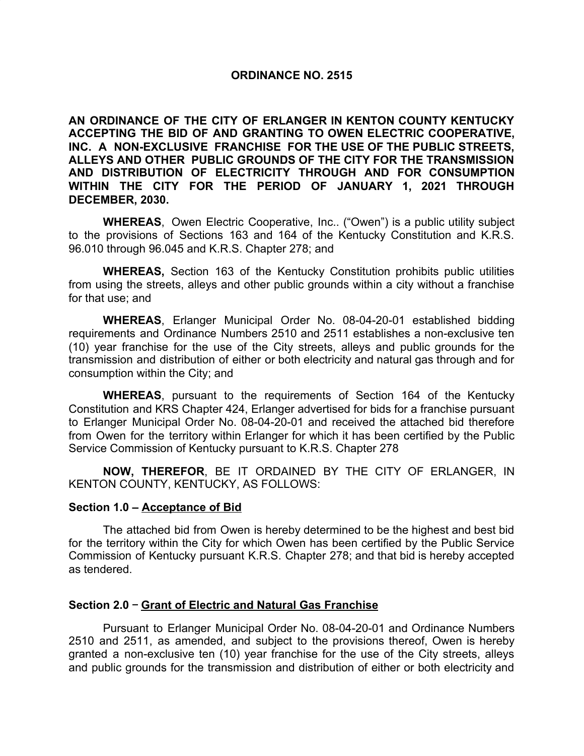# ORDINANCE NO. 2515

**AN ORDINANCE OF THE CITY OF ERLANGER IN KENTON COUNTY KENTUCKY ACCEPTING THE BID OF AND GRANTING TO OWEN ELECTRIC COOPERATIVE, INC. A NON-EXCLUSIVE FRANCHISE FOR THE USE OF THE PUBLIC STREETS, ALLEYS AND OTHER PUBLIC GROUNDS OF THE CITY FOR THE TRANSMISSION AND DISTRIBUTION OF ELECTRICITY THROUGH AND FOR CONSUMPTION WITHIN THE CITY FOR THE PERIOD OF JANUARY 1, 2021 THROUGH DECEMBER, 2030.**

**WHEREAS**, Owen Electric Cooperative, Inc.. ("Owen") is a public utility subject to the provisions of Sections 163 and 164 of the Kentucky Constitution and K.R.S. 96.010 through 96.045 and K.R.S. Chapter 278; and

**WHEREAS,** Section 163 of the Kentucky Constitution prohibits public utilities from using the streets, alleys and other public grounds within a city without a franchise for that use; and

**WHEREAS**, Erlanger Municipal Order No. 08-04-20-01 established bidding requirements and Ordinance Numbers 2510 and 2511 establishes a non-exclusive ten (10) year franchise for the use of the City streets, alleys and public grounds for the transmission and distribution of either or both electricity and natural gas through and for consumption within the City; and

**WHEREAS**, pursuant to the requirements of Section 164 of the Kentucky Constitution and KRS Chapter 424, Erlanger advertised for bids for a franchise pursuant to Erlanger Municipal Order No. 08-04-20-01 and received the attached bid therefore from Owen for the territory within Erlanger for which it has been certified by the Public Service Commission of Kentucky pursuant to K.R.S. Chapter 278

**NOW, THEREFOR**, BE IT ORDAINED BY THE CITY OF ERLANGER, IN KENTON COUNTY, KENTUCKY, AS FOLLOWS:

### Section 1.0 – Acceptance of Bid

The attached bid from Owen is hereby determined to be the highest and best bid for the territory within the City for which Owen has been certified by the Public Service Commission of Kentucky pursuant K.R.S. Chapter 278; and that bid is hereby accepted as tendered.

### Section 2.0 – Grant of Electric and Natural Gas Franchise

Pursuant to Erlanger Municipal Order No. 08-04-20-01 and Ordinance Numbers 2510 and 2511, as amended, and subject to the provisions thereof, Owen is hereby granted a non-exclusive ten (10) year franchise for the use of the City streets, alleys and public grounds for the transmission and distribution of either or both electricity and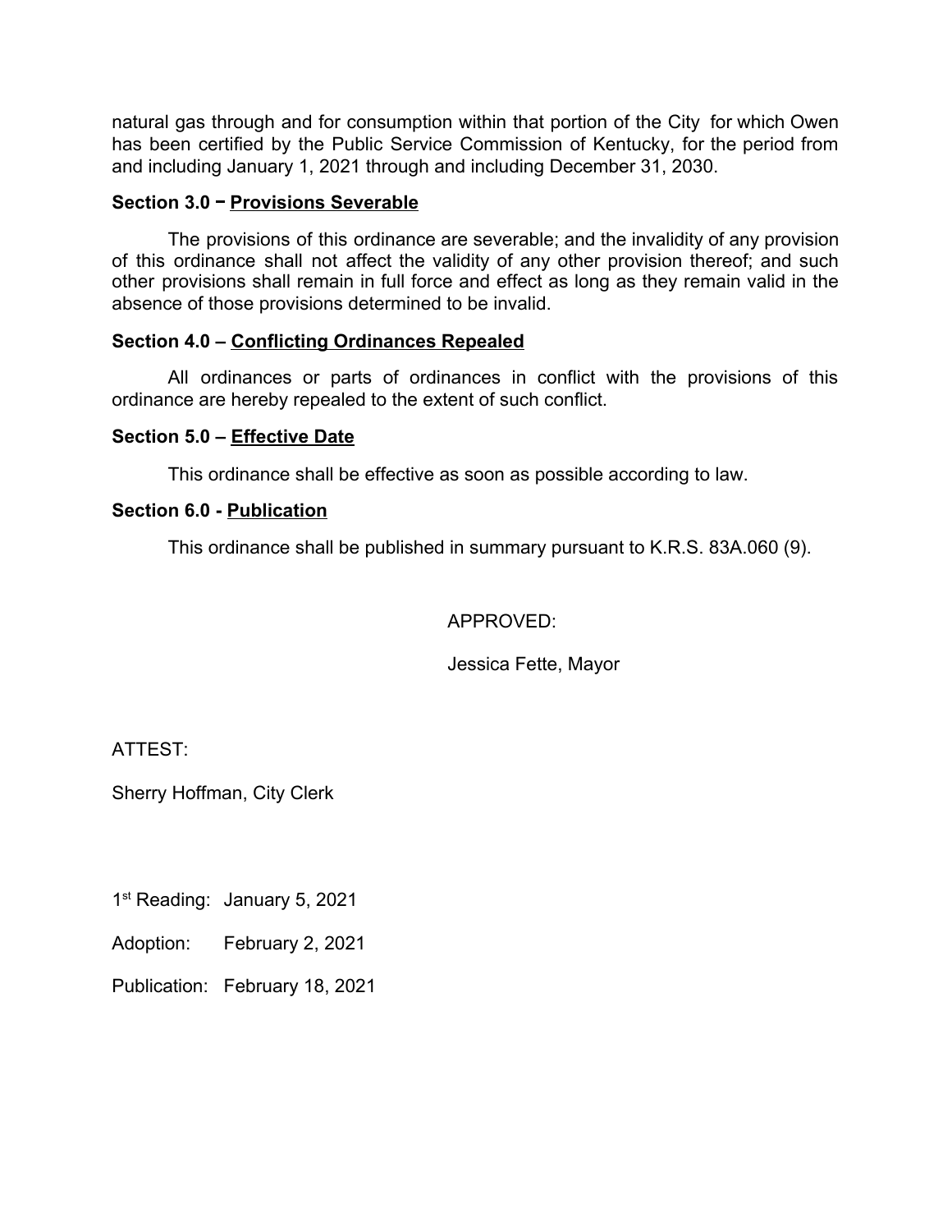natural gas through and for consumption within that portion of the City for which Owen has been certified by the Public Service Commission of Kentucky, for the period from and including January 1, 2021 through and including December 31, 2030.

**Section 3.0 − Provisions Severable**

The provisions of this ordinance are severable; and the invalidity of any provision of this ordinance shall not affect the validity of any other provision thereof; and such other provisions shall remain in full force and effect as long as they remain valid in the absence of those provisions determined to be invalid.

**Section 4.0 – Conflicting Ordinances Repealed**

All ordinances or parts of ordinances in conflict with the provisions of this ordinance are hereby repealed to the extent of such conflict.

**Section 5.0 – Effective Date**

This ordinance shall be effective as soon as possible according to law.

**Section 6.0 - Publication**

This ordinance shall be published in summary pursuant to K.R.S. 83A.060 (9).

APPROVED:

Jessica Fette, Mayor

ATTEST:

Sherry Hoffman, City Clerk

1st Reading: January 5, 2021

Adoption: February 2, 2021

Publication: February 18, 2021